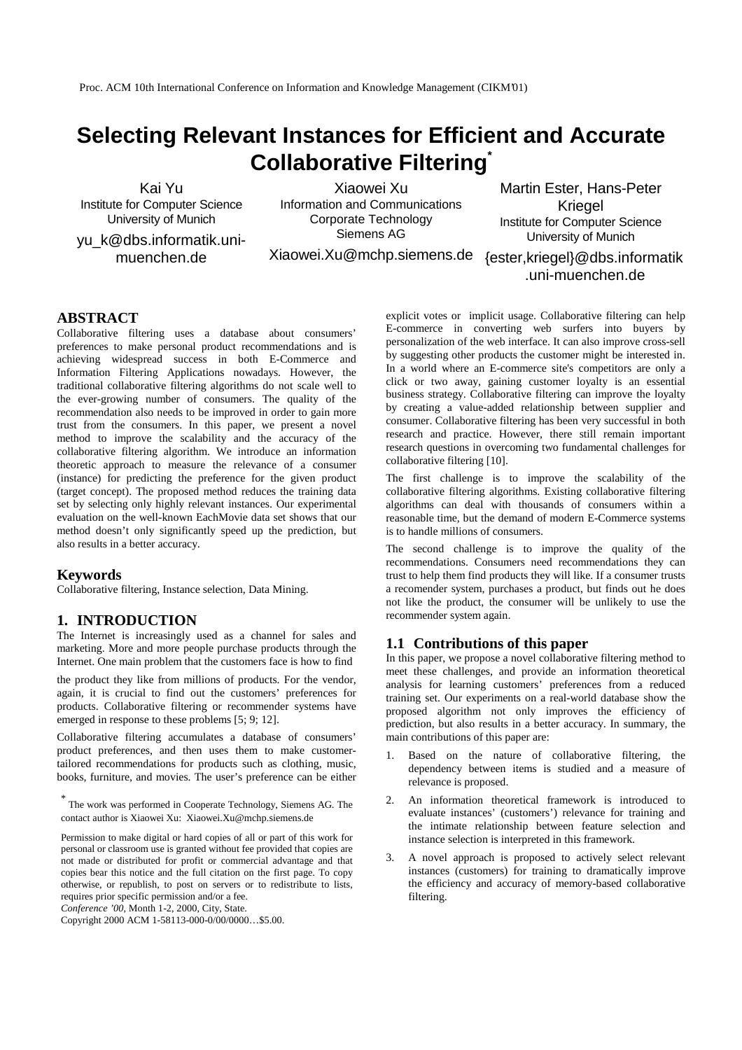# Selecting Relevant Instances for Efficient and Accurate Collaborative Filtering*

Kai Yu
Institute for Computer Science
University of Munich
yu_k@dbs.informatik.uni-muenchen.de

Xiaowei Xu
Information and Communications
Corporate Technology
Siemens AG
Xiaowei.Xu@mchp.siemens.de

Martin Ester, Hans-Peter Kriegel
Institute for Computer Science
University of Munich
{ester,kriegel}@dbs.informatik.uni-muenchen.de

## ABSTRACT

Collaborative filtering uses a database about consumers' preferences to make personal product recommendations and is achieving widespread success in both E-Commerce and Information Filtering Applications nowadays. However, the traditional collaborative filtering algorithms do not scale well to the ever-growing number of consumers. The quality of the recommendation also needs to be improved in order to gain more trust from the consumers. In this paper, we present a novel method to improve the scalability and the accuracy of the collaborative filtering algorithm. We introduce an information theoretic approach to measure the relevance of a consumer (instance) for predicting the preference for the given product (target concept). The proposed method reduces the training data set by selecting only highly relevant instances. Our experimental evaluation on the well-known EachMovie data set shows that our method doesn't only significantly speed up the prediction, but also results in a better accuracy.

## Keywords

Collaborative filtering, Instance selection, Data Mining.

## 1. INTRODUCTION

The Internet is increasingly used as a channel for sales and marketing. More and more people purchase products through the Internet. One main problem that the customers face is how to find the product they like from millions of products. For the vendor, again, it is crucial to find out the customers' preferences for products. Collaborative filtering or recommender systems have emerged in response to these problems [5; 9; 12].

Collaborative filtering accumulates a database of consumers' product preferences, and then uses them to make customer-tailored recommendations for products such as clothing, music, books, furniture, and movies. The user's preference can be either explicit votes or implicit usage. Collaborative filtering can help E-commerce in converting web surfers into buyers by personalization of the web interface. It can also improve cross-sell by suggesting other products the customer might be interested in. In a world where an E-commerce site's competitors are only a click or two away, gaining customer loyalty is an essential business strategy. Collaborative filtering can improve the loyalty by creating a value-added relationship between supplier and consumer. Collaborative filtering has been very successful in both research and practice. However, there still remain important research questions in overcoming two fundamental challenges for collaborative filtering [10].

The first challenge is to improve the scalability of the collaborative filtering algorithms. Existing collaborative filtering algorithms can deal with thousands of consumers within a reasonable time, but the demand of modern E-Commerce systems is to handle millions of consumers.

The second challenge is to improve the quality of the recommendations. Consumers need recommendations they can trust to help them find products they will like. If a consumer trusts a recomender system, purchases a product, but finds out he does not like the product, the consumer will be unlikely to use the recommender system again.

### 1.1 Contributions of this paper

In this paper, we propose a novel collaborative filtering method to meet these challenges, and provide an information theoretical analysis for learning customers' preferences from a reduced training set. Our experiments on a real-world database show the proposed algorithm not only improves the efficiency of prediction, but also results in a better accuracy. In summary, the main contributions of this paper are:

1. Based on the nature of collaborative filtering, the dependency between items is studied and a measure of relevance is proposed.
2. An information theoretical framework is introduced to evaluate instances' (customers') relevance for training and the intimate relationship between feature selection and instance selection is interpreted in this framework.
3. A novel approach is proposed to actively select relevant instances (customers) for training to dramatically improve the efficiency and accuracy of memory-based collaborative filtering.

* The work was performed in Cooperate Technology, Siemens AG. The contact author is Xiaowei Xu: Xiaowei.Xu@mchp.siemens.de

Permission to make digital or hard copies of all or part of this work for personal or classroom use is granted without fee provided that copies are not made or distributed for profit or commercial advantage and that copies bear this notice and the full citation on the first page. To copy otherwise, or republish, to post on servers or to redistribute to lists, requires prior specific permission and/or a fee.
*Conference '00*, Month 1-2, 2000, City, State.
Copyright 2000 ACM 1-58113-000-0/00/0000…$5.00.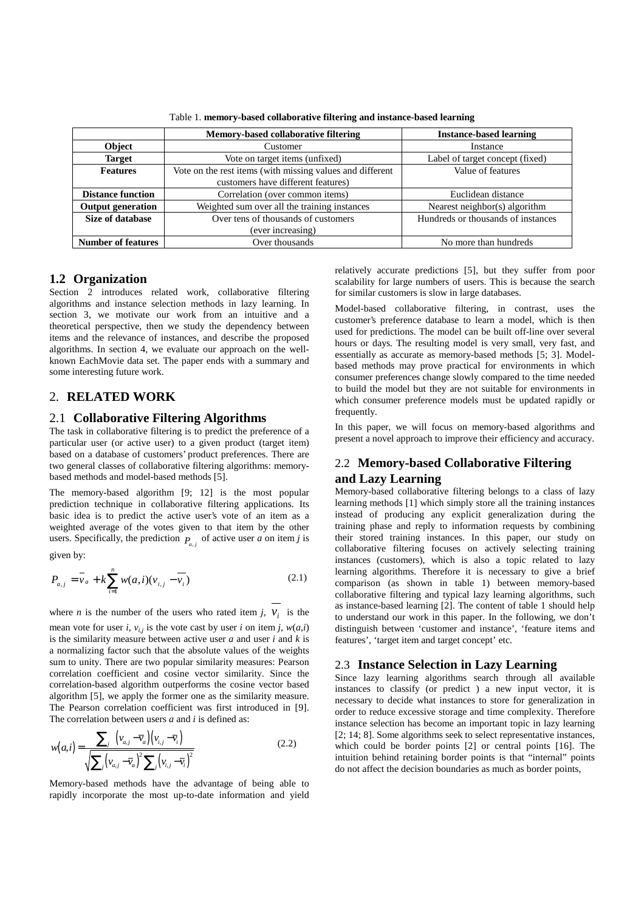Table 1. **memory-based collaborative filtering and instance-based learning**

| | **Memory-based collaborative filtering** | **Instance-based learning** |
|---|---|---|
| **Object** | Customer | Instance |
| **Target** | Vote on target items (unfixed) | Label of target concept (fixed) |
| **Features** | Vote on the rest items (with missing values and different customers have different features) | Value of features |
| **Distance function** | Correlation (over common items) | Euclidean distance |
| **Output generation** | Weighted sum over all the training instances | Nearest neighbor(s) algorithm |
| **Size of database** | Over tens of thousands of customers (ever increasing) | Hundreds or thousands of instances |
| **Number of features** | Over thousands | No more than hundreds |

## 1.2 Organization

Section 2 introduces related work, collaborative filtering algorithms and instance selection methods in lazy learning. In section 3, we motivate our work from an intuitive and a theoretical perspective, then we study the dependency between items and the relevance of instances, and describe the proposed algorithms. In section 4, we evaluate our approach on the well-known EachMovie data set. The paper ends with a summary and some interesting future work.

# 2. RELATED WORK

## 2.1 Collaborative Filtering Algorithms

The task in collaborative filtering is to predict the preference of a particular user (or active user) to a given product (target item) based on a database of customers' product preferences. There are two general classes of collaborative filtering algorithms: memory-based methods and model-based methods [5].

The memory-based algorithm [9; 12] is the most popular prediction technique in collaborative filtering applications. Its basic idea is to predict the active user's vote of an item as a weighted average of the votes given to that item by the other users. Specifically, the prediction $P_{a,j}$ of active user *a* on item *j* is given by:

$$P_{a,j} = \overline{v}_a + k\sum_{i=1}^{n} w(a,i)(v_{i,j} - \overline{v_i}) \tag{2.1}$$

where *n* is the number of the users who rated item *j*, $\overline{v_i}$ is the mean vote for user *i*, $v_{i,j}$ is the vote cast by user *i* on item *j*, $w(a,i)$ is the similarity measure between active user *a* and user *i* and *k* is a normalizing factor such that the absolute values of the weights sum to unity. There are two popular similarity measures: Pearson correlation coefficient and cosine vector similarity. Since the correlation-based algorithm outperforms the cosine vector based algorithm [5], we apply the former one as the similarity measure. The Pearson correlation coefficient was first introduced in [9]. The correlation between users *a* and *i* is defined as:

$$w(a,i) = \frac{\sum_j \left(v_{a,j} - \overline{v}_a\right)\left(v_{i,j} - \overline{v}_i\right)}{\sqrt{\sum_j \left(v_{a,j} - \overline{v}_a\right)^2 \sum_j \left(v_{i,j} - \overline{v}_i\right)^2}} \tag{2.2}$$

Memory-based methods have the advantage of being able to rapidly incorporate the most up-to-date information and yield relatively accurate predictions [5], but they suffer from poor scalability for large numbers of users. This is because the search for similar customers is slow in large databases.

Model-based collaborative filtering, in contrast, uses the customer's preference database to learn a model, which is then used for predictions. The model can be built off-line over several hours or days. The resulting model is very small, very fast, and essentially as accurate as memory-based methods [5; 3]. Model-based methods may prove practical for environments in which consumer preferences change slowly compared to the time needed to build the model but they are not suitable for environments in which consumer preference models must be updated rapidly or frequently.

In this paper, we will focus on memory-based algorithms and present a novel approach to improve their efficiency and accuracy.

## 2.2 Memory-based Collaborative Filtering and Lazy Learning

Memory-based collaborative filtering belongs to a class of lazy learning methods [1] which simply store all the training instances instead of producing any explicit generalization during the training phase and reply to information requests by combining their stored training instances. In this paper, our study on collaborative filtering focuses on actively selecting training instances (customers), which is also a topic related to lazy learning algorithms. Therefore it is necessary to give a brief comparison (as shown in table 1) between memory-based collaborative filtering and typical lazy learning algorithms, such as instance-based learning [2]. The content of table 1 should help to understand our work in this paper. In the following, we don't distinguish between 'customer and instance', 'feature items and features', 'target item and target concept' etc.

## 2.3 Instance Selection in Lazy Learning

Since lazy learning algorithms search through all available instances to classify (or predict ) a new input vector, it is necessary to decide what instances to store for generalization in order to reduce excessive storage and time complexity. Therefore instance selection has become an important topic in lazy learning [2; 14; 8]. Some algorithms seek to select representative instances, which could be border points [2] or central points [16]. The intuition behind retaining border points is that "internal" points do not affect the decision boundaries as much as border points,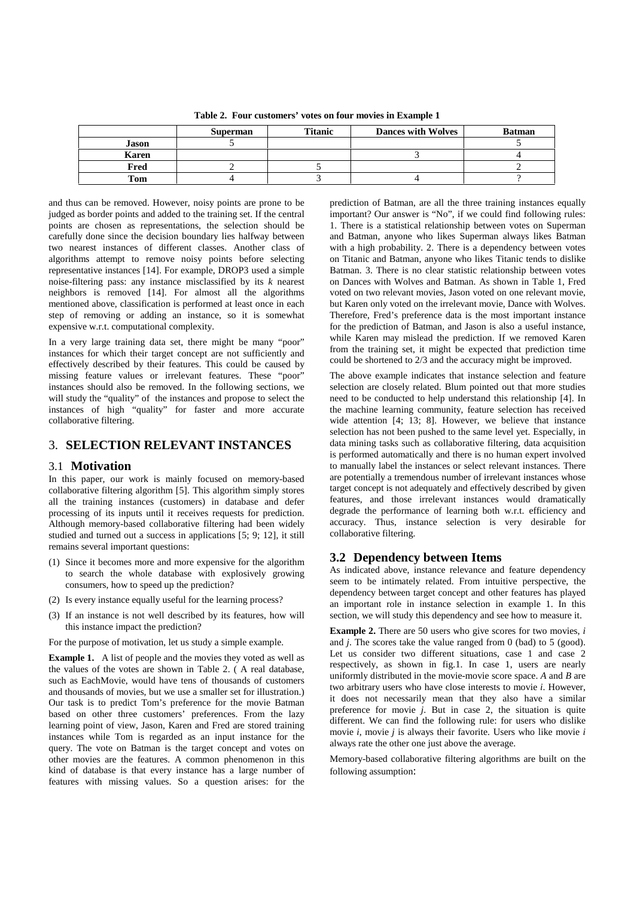**Table 2. Four customers' votes on four movies in Example 1**

| | Superman | Titanic | Dances with Wolves | Batman |
|---|---|---|---|---|
| **Jason** | 5 | | | 5 |
| **Karen** | | | 3 | 4 |
| **Fred** | 2 | 5 | | 2 |
| **Tom** | 4 | 3 | 4 | ? |

and thus can be removed. However, noisy points are prone to be judged as border points and added to the training set. If the central points are chosen as representations, the selection should be carefully done since the decision boundary lies halfway between two nearest instances of different classes. Another class of algorithms attempt to remove noisy points before selecting representative instances [14]. For example, DROP3 used a simple noise-filtering pass: any instance misclassified by its *k* nearest neighbors is removed [14]. For almost all the algorithms mentioned above, classification is performed at least once in each step of removing or adding an instance, so it is somewhat expensive w.r.t. computational complexity.

In a very large training data set, there might be many "poor" instances for which their target concept are not sufficiently and effectively described by their features. This could be caused by missing feature values or irrelevant features. These "poor" instances should also be removed. In the following sections, we will study the "quality" of the instances and propose to select the instances of high "quality" for faster and more accurate collaborative filtering.

## 3. SELECTION RELEVANT INSTANCES

### 3.1 Motivation

In this paper, our work is mainly focused on memory-based collaborative filtering algorithm [5]. This algorithm simply stores all the training instances (customers) in database and defer processing of its inputs until it receives requests for prediction. Although memory-based collaborative filtering had been widely studied and turned out a success in applications [5; 9; 12], it still remains several important questions:

(1) Since it becomes more and more expensive for the algorithm to search the whole database with explosively growing consumers, how to speed up the prediction?

(2) Is every instance equally useful for the learning process?

(3) If an instance is not well described by its features, how will this instance impact the prediction?

For the purpose of motivation, let us study a simple example.

**Example 1.** A list of people and the movies they voted as well as the values of the votes are shown in Table 2. ( A real database, such as EachMovie, would have tens of thousands of customers and thousands of movies, but we use a smaller set for illustration.) Our task is to predict Tom's preference for the movie Batman based on other three customers' preferences. From the lazy learning point of view, Jason, Karen and Fred are stored training instances while Tom is regarded as an input instance for the query. The vote on Batman is the target concept and votes on other movies are the features. A common phenomenon in this kind of database is that every instance has a large number of features with missing values. So a question arises: for the prediction of Batman, are all the three training instances equally important? Our answer is "No", if we could find following rules: 1. There is a statistical relationship between votes on Superman and Batman, anyone who likes Superman always likes Batman with a high probability. 2. There is a dependency between votes on Titanic and Batman, anyone who likes Titanic tends to dislike Batman. 3. There is no clear statistic relationship between votes on Dances with Wolves and Batman. As shown in Table 1, Fred voted on two relevant movies, Jason voted on one relevant movie, but Karen only voted on the irrelevant movie, Dance with Wolves. Therefore, Fred's preference data is the most important instance for the prediction of Batman, and Jason is also a useful instance, while Karen may mislead the prediction. If we removed Karen from the training set, it might be expected that prediction time could be shortened to 2/3 and the accuracy might be improved.

The above example indicates that instance selection and feature selection are closely related. Blum pointed out that more studies need to be conducted to help understand this relationship [4]. In the machine learning community, feature selection has received wide attention [4; 13; 8]. However, we believe that instance selection has not been pushed to the same level yet. Especially, in data mining tasks such as collaborative filtering, data acquisition is performed automatically and there is no human expert involved to manually label the instances or select relevant instances. There are potentially a tremendous number of irrelevant instances whose target concept are not adequately and effectively described by given features, and those irrelevant instances would dramatically degrade the performance of learning both w.r.t. efficiency and accuracy. Thus, instance selection is very desirable for collaborative filtering.

### 3.2 Dependency between Items

As indicated above, instance relevance and feature dependency seem to be intimately related. From intuitive perspective, the dependency between target concept and other features has played an important role in instance selection in example 1. In this section, we will study this dependency and see how to measure it.

**Example 2.** There are 50 users who give scores for two movies, *i* and *j*. The scores take the value ranged from 0 (bad) to 5 (good). Let us consider two different situations, case 1 and case 2 respectively, as shown in fig.1. In case 1, users are nearly uniformly distributed in the movie-movie score space. *A* and *B* are two arbitrary users who have close interests to movie *i*. However, it does not necessarily mean that they also have a similar preference for movie *j*. But in case 2, the situation is quite different. We can find the following rule: for users who dislike movie *i*, movie *j* is always their favorite. Users who like movie *i* always rate the other one just above the average.

Memory-based collaborative filtering algorithms are built on the following assumption: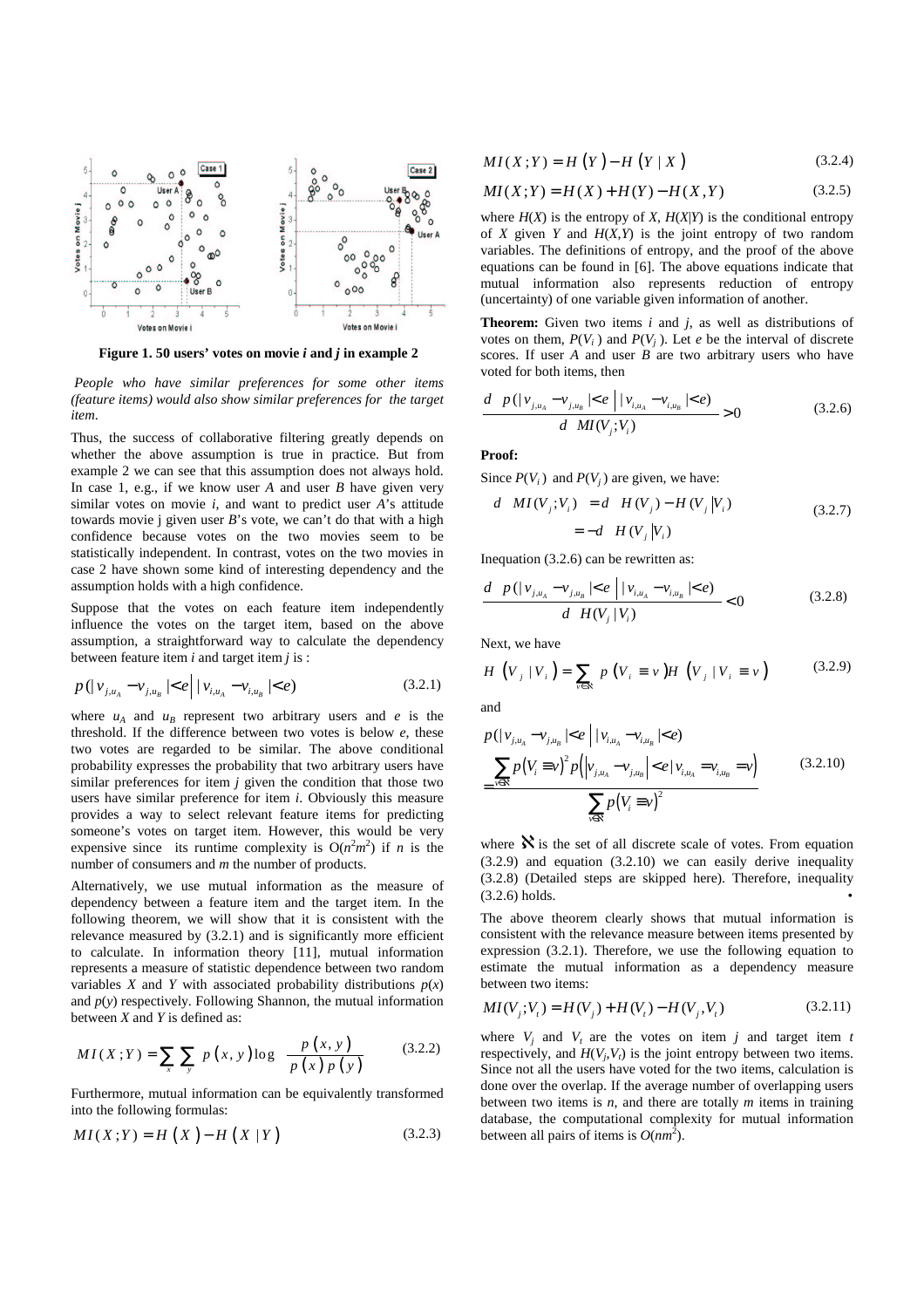**Figure 1. 50 users' votes on movie *i* and *j* in example 2**

*People who have similar preferences for some other items (feature items) would also show similar preferences for the target item.*

Thus, the success of collaborative filtering greatly depends on whether the above assumption is true in practice. But from example 2 we can see that this assumption does not always hold. In case 1, e.g., if we know user *A* and user *B* have given very similar votes on movie *i*, and want to predict user *A*'s attitude towards movie j given user *B*'s vote, we can't do that with a high confidence because votes on the two movies seem to be statistically independent. In contrast, votes on the two movies in case 2 have shown some kind of interesting dependency and the assumption holds with a high confidence.

Suppose that the votes on each feature item independently influence the votes on the target item, based on the above assumption, a straightforward way to calculate the dependency between feature item *i* and target item *j* is :

$$p(|v_{j,u_A} - v_{j,u_B}| < e \,|\, |v_{i,u_A} - v_{i,u_B}| < e) \tag{3.2.1}$$

where $u_A$ and $u_B$ represent two arbitrary users and *e* is the threshold. If the difference between two votes is below *e*, these two votes are regarded to be similar. The above conditional probability expresses the probability that two arbitrary users have similar preferences for item *j* given the condition that those two users have similar preference for item *i*. Obviously this measure provides a way to select relevant feature items for predicting someone's vote on target item. However, this would be very expensive since its runtime complexity is $O(n^2m^2)$ if *n* is the number of consumers and *m* the number of products.

Alternatively, we use mutual information as the measure of dependency between a feature item and the target item. In the following theorem, we will show that it is consistent with the relevance measured by (3.2.1) and is significantly more efficient to calculate. In information theory [11], mutual information represents a measure of statistic dependence between two random variables *X* and *Y* with associated probability distributions $p(x)$ and $p(y)$ respectively. Following Shannon, the mutual information between *X* and *Y* is defined as:

$$MI(X;Y) = \sum_x \sum_y p(x,y) \log \frac{p(x,y)}{p(x)\,p(y)} \tag{3.2.2}$$

Furthermore, mutual information can be equivalently transformed into the following formulas:

$$MI(X;Y) = H(X) - H(X \mid Y) \tag{3.2.3}$$

$$MI(X;Y) = H(Y) - H(Y \mid X) \tag{3.2.4}$$

$$MI(X;Y) = H(X) + H(Y) - H(X,Y) \tag{3.2.5}$$

where $H(X)$ is the entropy of *X*, $H(X|Y)$ is the conditional entropy of *X* given *Y* and $H(X,Y)$ is the joint entropy of two random variables. The definitions of entropy, and the proof of the above equations can be found in [6]. The above equations indicate that mutual information also represents reduction of entropy (uncertainty) of one variable given information of another.

**Theorem:** Given two items *i* and *j*, as well as distributions of votes on them, $P(V_i)$ and $P(V_j)$. Let *e* be the interval of discrete scores. If user *A* and user *B* are two arbitrary users who have voted for both items, then

$$\frac{d\;\; p(|v_{j,u_A} - v_{j,u_B}| < e \,\big|\, |v_{i,u_A} - v_{i,u_B}| < e)}{d\;\; MI(V_j;V_i)} > 0 \tag{3.2.6}$$

**Proof:**

Since $P(V_i)$ and $P(V_j)$ are given, we have:

$$\begin{aligned} d\;\; MI(V_j;V_i) &= d\;\; H(V_j) - H(V_j|V_i) \\ &= -d\;\; H(V_j|V_i) \end{aligned} \tag{3.2.7}$$

Inequation (3.2.6) can be rewritten as:

$$\frac{d\;\; p(|v_{j,u_A} - v_{j,u_B}| < e \,\big|\, |v_{i,u_A} - v_{i,u_B}| < e)}{d\;\; H(V_j|V_i)} < 0 \tag{3.2.8}$$

Next, we have

$$H(V_j \mid V_i) = \sum_{v \in \aleph} p(V_i = v) H(V_j \mid V_i = v) \tag{3.2.9}$$

and

$$\begin{aligned} &p(|v_{j,u_A} - v_{j,u_B}| < e \,\big|\, |v_{i,u_A} - v_{i,u_B}| < e) \\ &= \frac{\sum_{v \in \aleph} p(V_i = v)^2\, p\left(|v_{j,u_A} - v_{j,u_B}| < e \,\middle|\, v_{i,u_A} = v_{i,u_B} = v\right)}{\sum_{v \in \aleph} p(V_i = v)^2} \end{aligned} \tag{3.2.10}$$

where $\aleph$ is the set of all discrete scale of votes. From equation (3.2.9) and equation (3.2.10) we can easily derive inequality (3.2.8) (Detailed steps are skipped here). Therefore, inequality (3.2.6) holds. •

The above theorem clearly shows that mutual information is consistent with the relevance measure between items presented by expression (3.2.1). Therefore, we use the following equation to estimate the mutual information as a dependency measure between two items:

$$MI(V_j;V_t) = H(V_j) + H(V_t) - H(V_j,V_t) \tag{3.2.11}$$

where $V_j$ and $V_t$ are the votes on item *j* and target item *t* respectively, and $H(V_j,V_t)$ is the joint entropy between two items. Since not all the users have voted for the two items, calculation is done over the overlap. If the average number of overlapping users between two items is *n*, and there are totally *m* items in training database, the computational complexity for mutual information between all pairs of items is $O(nm^2)$.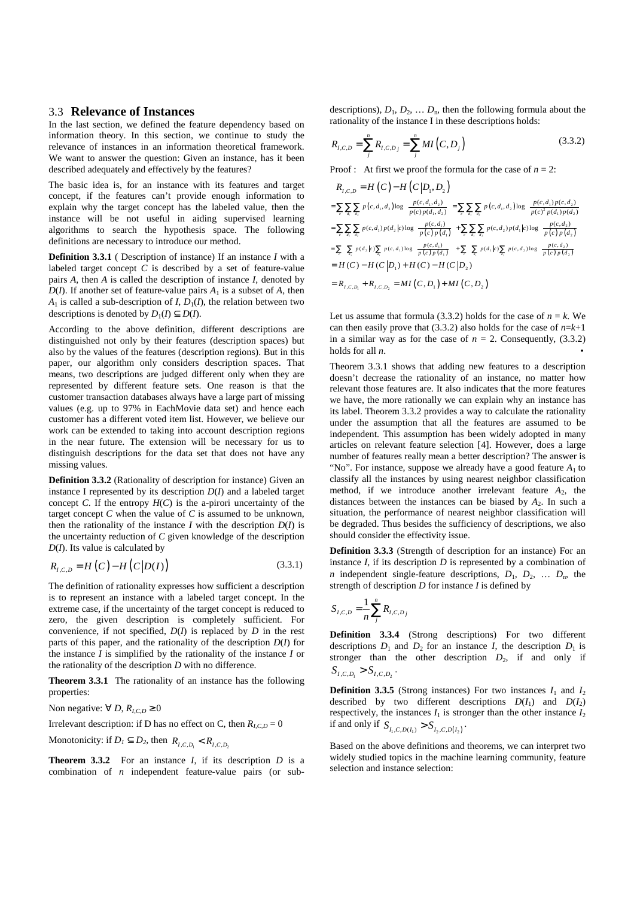## 3.3 **Relevance of Instances**

In the last section, we defined the feature dependency based on information theory. In this section, we continue to study the relevance of instances in an information theoretical framework. We want to answer the question: Given an instance, has it been described adequately and effectively by the features?

The basic idea is, for an instance with its features and target concept, if the features can't provide enough information to explain why the target concept has the labeled value, then the instance will be not useful in aiding supervised learning algorithms to search the hypothesis space. The following definitions are necessary to introduce our method.

**Definition 3.3.1** ( Description of instance) If an instance $I$ with a labeled target concept $C$ is described by a set of feature-value pairs $A$, then $A$ is called the description of instance $I$, denoted by $D(I)$. If another set of feature-value pairs $A_1$ is a subset of $A$, then $A_1$ is called a sub-description of $I$, $D_1(I)$, the relation between two descriptions is denoted by $D_1(I) \subseteq D(I)$.

According to the above definition, different descriptions are distinguished not only by their features (description spaces) but also by the values of the features (description regions). But in this paper, our algorithm only considers description spaces. That means, two descriptions are judged different only when they are represented by different feature sets. One reason is that the customer transaction databases always have a large part of missing values (e.g. up to 97% in EachMovie data set) and hence each customer has a different voted item list. However, we believe our work can be extended to taking into account description regions in the near future. The extension will be necessary for us to distinguish descriptions for the data set that does not have any missing values.

**Definition 3.3.2** (Rationality of description for instance) Given an instance I represented by its description $D(I)$ and a labeled target concept $C$. If the entropy $H(C)$ is the a-pirori uncertainty of the target concept $C$ when the value of $C$ is assumed to be unknown, then the rationality of the instance $I$ with the description $D(I)$ is the uncertainty reduction of $C$ given knowledge of the description $D(I)$. Its value is calculated by

$$R_{I,C,D} = H(C) - H(C|D(I)) \tag{3.3.1}$$

The definition of rationality expresses how sufficient a description is to represent an instance with a labeled target concept. In the extreme case, if the uncertainty of the target concept is reduced to zero, the given description is completely sufficient. For convenience, if not specified, $D(I)$ is replaced by $D$ in the rest parts of this paper, and the rationality of the description $D(I)$ for the instance $I$ is simplified by the rationality of the instance $I$ or the rationality of the description $D$ with no difference.

**Theorem 3.3.1** The rationality of an instance has the following properties:

Non negative: $\forall D, R_{I,C,D} \geq 0$

Irrelevant description: if D has no effect on C, then $R_{I,C,D} = 0$

Monotonicity: if $D_1 \subseteq D_2$, then $R_{I,C,D_1} < R_{I,C,D_2}$

**Theorem 3.3.2** For an instance $I$, if its description $D$ is a combination of $n$ independent feature-value pairs (or sub-descriptions), $D_1$, $D_2$, … $D_n$, then the following formula about the rationality of the instance I in these descriptions holds:

$$R_{I,C,D} = \sum_j^n R_{I,C,D_j} = \sum_j^n MI(C, D_j) \tag{3.3.2}$$

Proof : At first we proof the formula for the case of $n = 2$:

$$R_{I,C,D} = H(C) - H(C|D_1, D_2)$$

$$= \sum_c \sum_{d_1} \sum_{d_2} p(c,d_1,d_2)\log \frac{p(c,d_1,d_2)}{p(c)p(d_1,d_2)} = \sum_c \sum_{d_1} \sum_{d_2} p(c,d_1,d_2)\log \frac{p(c,d_1)p(c,d_2)}{p(c)^2 p(d_1)p(d_2)}$$

$$= \sum_c \sum_{d_1} \sum_{d_2} p(c,d_1)p(d_2|c)\log \frac{p(c,d_1)}{p(c)p(d_1)} + \sum_c \sum_{d_1} \sum_{d_2} p(c,d_2)p(d_1|c)\log \frac{p(c,d_2)}{p(c)p(d_2)}$$

$$= \sum_c \sum_{d_2} p(d_2|c)\sum_{d_1} p(c,d_1)\log \frac{p(c,d_1)}{p(c)p(d_1)} + \sum_c \sum_{d_1} p(d_1|c)\sum_{d_2} p(c,d_2)\log \frac{p(c,d_2)}{p(c)p(d_2)}$$

$$= H(C) - H(C|D_1) + H(C) - H(C|D_2)$$

$$= R_{I,C,D_1} + R_{I,C,D_2} = MI(C, D_1) + MI(C, D_2)$$

Let us assume that formula (3.3.2) holds for the case of $n = k$. We can then easily prove that (3.3.2) also holds for the case of $n=k+1$ in a similar way as for the case of $n = 2$. Consequently, (3.3.2) holds for all $n$. •

Theorem 3.3.1 shows that adding new features to a description doesn't decrease the rationality of an instance, no matter how relevant those features are. It also indicates that the more features we have, the more rationally we can explain why an instance has its label. Theorem 3.3.2 provides a way to calculate the rationality under the assumption that all the features are assumed to be independent. This assumption has been widely adopted in many articles on relevant feature selection [4]. However, does a large number of features really mean a better description? The answer is "No". For instance, suppose we already have a good feature $A_1$ to classify all the instances by using nearest neighbor classification method, if we introduce another irrelevant feature $A_2$, the distances between the instances can be biased by $A_2$. In such a situation, the performance of nearest neighbor classification will be degraded. Thus besides the sufficiency of descriptions, we also should consider the effectivity issue.

**Definition 3.3.3** (Strength of description for an instance) For an instance $I$, if its description $D$ is represented by a combination of $n$ independent single-feature descriptions, $D_1$, $D_2$, … $D_n$, the strength of description $D$ for instance $I$ is defined by

$$S_{I,C,D} = \frac{1}{n}\sum_j^n R_{I,C,D_j}$$

**Definition 3.3.4** (Strong descriptions) For two different descriptions $D_1$ and $D_2$ for an instance $I$, the description $D_1$ is stronger than the other description $D_2$, if and only if $S_{I,C,D_1} > S_{I,C,D_2}$.

**Definition 3.3.5** (Strong instances) For two instances $I_1$ and $I_2$ described by two different descriptions $D(I_1)$ and $D(I_2)$ respectively, the instances $I_1$ is stronger than the other instance $I_2$ if and only if $S_{I_1,C,D(I_1)} > S_{I_2,C,D(I_2)}$.

Based on the above definitions and theorems, we can interpret two widely studied topics in the machine learning community, feature selection and instance selection: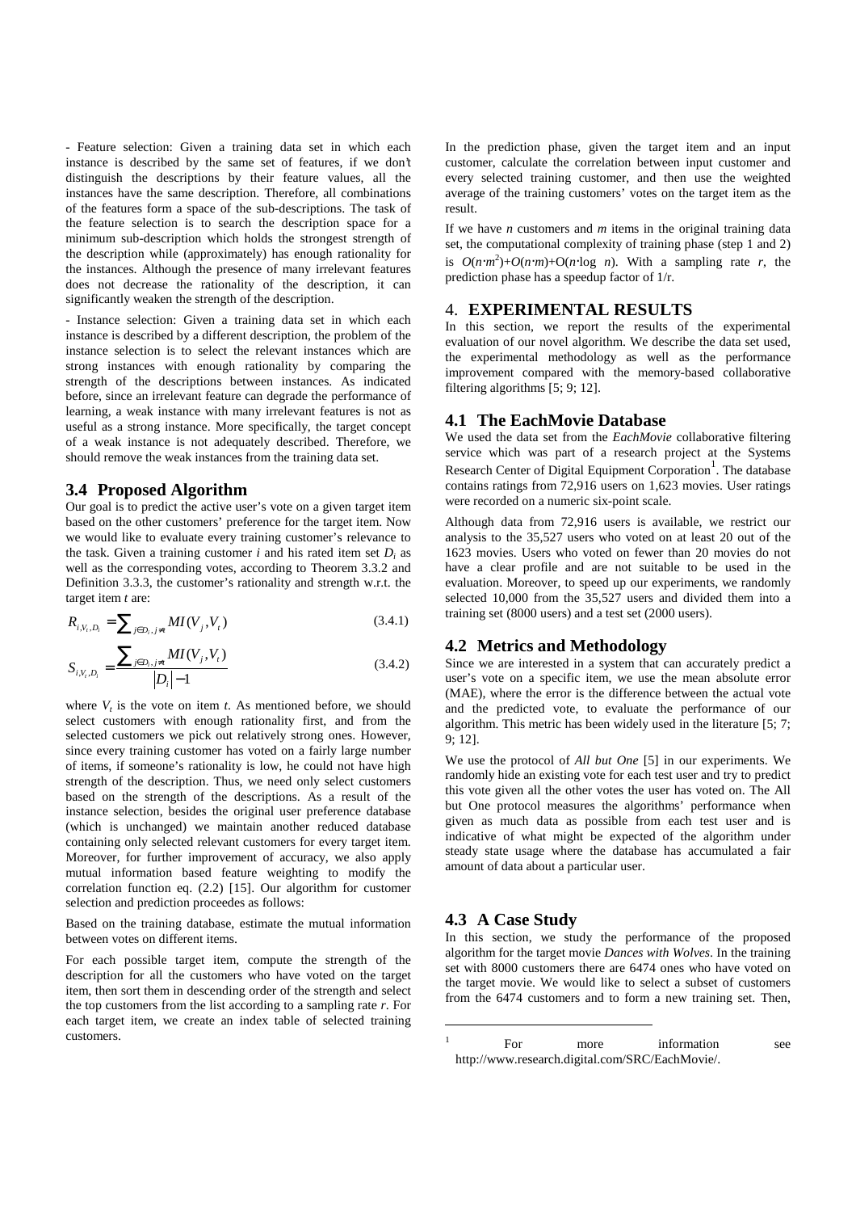- Feature selection: Given a training data set in which each instance is described by the same set of features, if we don't distinguish the descriptions by their feature values, all the instances have the same description. Therefore, all combinations of the features form a space of the sub-descriptions. The task of the feature selection is to search the description space for a minimum sub-description which holds the strongest strength of the description while (approximately) has enough rationality for the instances. Although the presence of many irrelevant features does not decrease the rationality of the description, it can significantly weaken the strength of the description.

- Instance selection: Given a training data set in which each instance is described by a different description, the problem of the instance selection is to select the relevant instances which are strong instances with enough rationality by comparing the strength of the descriptions between instances. As indicated before, since an irrelevant feature can degrade the performance of learning, a weak instance with many irrelevant features is not as useful as a strong instance. More specifically, the target concept of a weak instance is not adequately described. Therefore, we should remove the weak instances from the training data set.

### 3.4 Proposed Algorithm

Our goal is to predict the active user's vote on a given target item based on the other customers' preference for the target item. Now we would like to evaluate every training customer's relevance to the task. Given a training customer $i$ and his rated item set $D_i$ as well as the corresponding votes, according to Theorem 3.3.2 and Definition 3.3.3, the customer's rationality and strength w.r.t. the target item $t$ are:

$$R_{i,V_t,D_i} = \sum_{j \in D_i, j \neq t} MI(V_j, V_t) \tag{3.4.1}$$

$$S_{i,V_t,D_i} = \frac{\sum_{j \in D_i, j \neq t} MI(V_j, V_t)}{|D_i| - 1} \tag{3.4.2}$$

where $V_t$ is the vote on item $t$. As mentioned before, we should select customers with enough rationality first, and from the selected customers we pick out relatively strong ones. However, since every training customer has voted on a fairly large number of items, if someone's rationality is low, he could not have high strength of the description. Thus, we need only select customers based on the strength of the descriptions. As a result of the instance selection, besides the original user preference database (which is unchanged) we maintain another reduced database containing only selected relevant customers for every target item. Moreover, for further improvement of accuracy, we also apply mutual information based feature weighting to modify the correlation function eq. (2.2) [15]. Our algorithm for customer selection and prediction proceedes as follows:

Based on the training database, estimate the mutual information between votes on different items.

For each possible target item, compute the strength of the description for all the customers who have voted on the target item, then sort them in descending order of the strength and select the top customers from the list according to a sampling rate $r$. For each target item, we create an index table of selected training customers.

In the prediction phase, given the target item and an input customer, calculate the correlation between input customer and every selected training customer, and then use the weighted average of the training customers' votes on the target item as the result.

If we have $n$ customers and $m$ items in the original training data set, the computational complexity of training phase (step 1 and 2) is $O(n \cdot m^2)+O(n \cdot m)+O(n \cdot \log n)$. With a sampling rate $r$, the prediction phase has a speedup factor of 1/r.

## 4. EXPERIMENTAL RESULTS

In this section, we report the results of the experimental evaluation of our novel algorithm. We describe the data set used, the experimental methodology as well as the performance improvement compared with the memory-based collaborative filtering algorithms [5; 9; 12].

### 4.1 The EachMovie Database

We used the data set from the *EachMovie* collaborative filtering service which was part of a research project at the Systems Research Center of Digital Equipment Corporation[1]. The database contains ratings from 72,916 users on 1,623 movies. User ratings were recorded on a numeric six-point scale.

Although data from 72,916 users is available, we restrict our analysis to the 35,527 users who voted on at least 20 out of the 1623 movies. Users who voted on fewer than 20 movies do not have a clear profile and are not suitable to be used in the evaluation. Moreover, to speed up our experiments, we randomly selected 10,000 from the 35,527 users and divided them into a training set (8000 users) and a test set (2000 users).

### 4.2 Metrics and Methodology

Since we are interested in a system that can accurately predict a user's vote on a specific item, we use the mean absolute error (MAE), where the error is the difference between the actual vote and the predicted vote, to evaluate the performance of our algorithm. This metric has been widely used in the literature [5; 7; 9; 12].

We use the protocol of *All but One* [5] in our experiments. We randomly hide an existing vote for each test user and try to predict this vote given all the other votes the user has voted on. The All but One protocol measures the algorithms' performance when given as much data as possible from each test user and is indicative of what might be expected of the algorithm under steady state usage where the database has accumulated a fair amount of data about a particular user.

### 4.3 A Case Study

In this section, we study the performance of the proposed algorithm for the target movie *Dances with Wolves*. In the training set with 8000 customers there are 6474 ones who have voted on the target movie. We would like to select a subset of customers from the 6474 customers and to form a new training set. Then,

[1] For more information see http://www.research.digital.com/SRC/EachMovie/.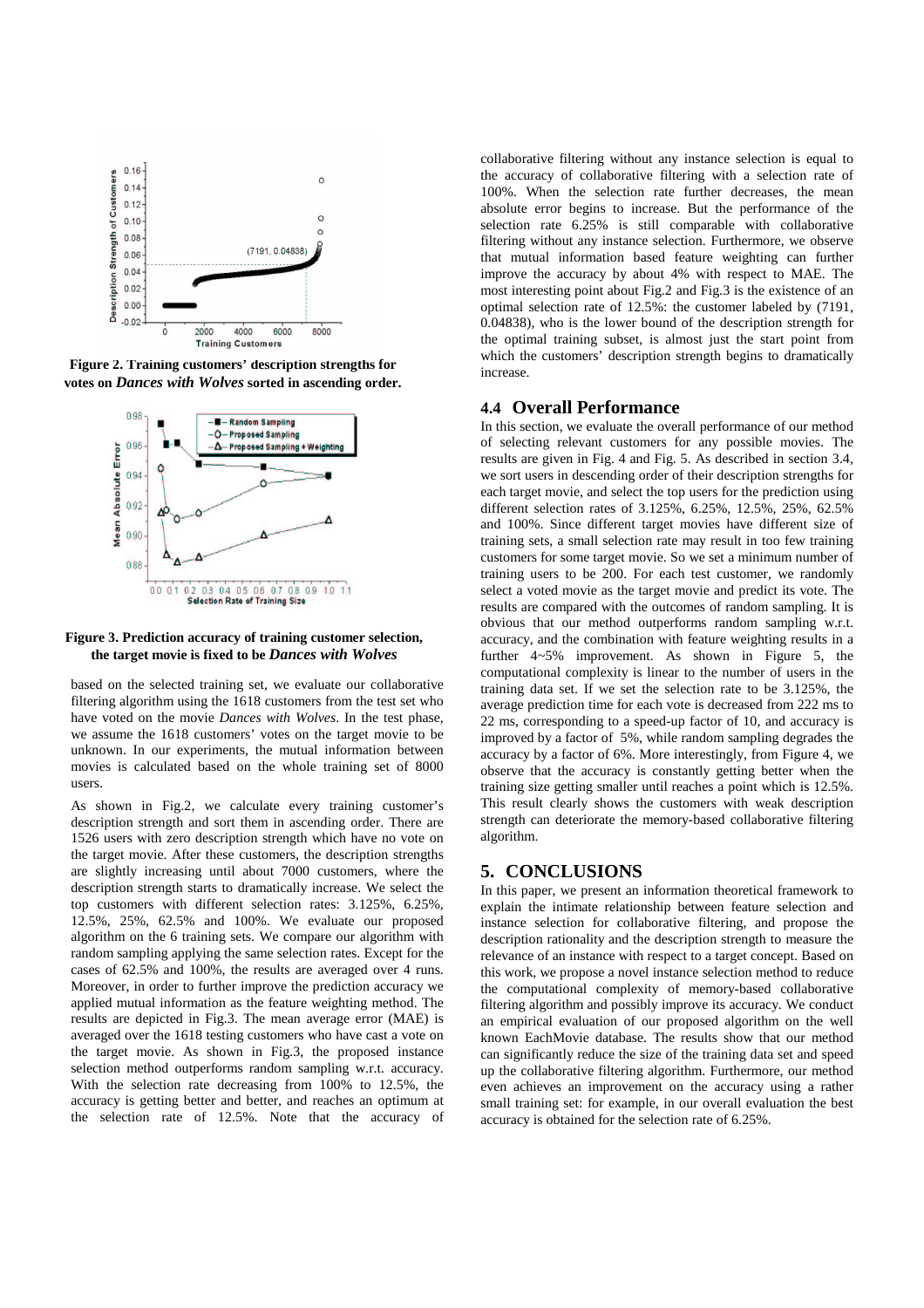**Figure 2. Training customers' description strengths for votes on *Dances with Wolves* sorted in ascending order.**

**Figure 3. Prediction accuracy of training customer selection, the target movie is fixed to be *Dances with Wolves***

based on the selected training set, we evaluate our collaborative filtering algorithm using the 1618 customers from the test set who have voted on the movie *Dances with Wolves*. In the test phase, we assume the 1618 customers' votes on the target movie to be unknown. In our experiments, the mutual information between movies is calculated based on the whole training set of 8000 users.

As shown in Fig.2, we calculate every training customer's description strength and sort them in ascending order. There are 1526 users with zero description strength which have no vote on the target movie. After these customers, the description strengths are slightly increasing until about 7000 customers, where the description strength starts to dramatically increase. We select the top customers with different selection rates: 3.125%, 6.25%, 12.5%, 25%, 62.5% and 100%. We evaluate our proposed algorithm on the 6 training sets. We compare our algorithm with random sampling applying the same selection rates. Except for the cases of 62.5% and 100%, the results are averaged over 4 runs. Moreover, in order to further improve the prediction accuracy we applied mutual information as the feature weighting method. The results are depicted in Fig.3. The mean average error (MAE) is averaged over the 1618 testing customers who have cast a vote on the target movie. As shown in Fig.3, the proposed instance selection method outperforms random sampling w.r.t. accuracy. With the selection rate decreasing from 100% to 12.5%, the accuracy is getting better and better, and reaches an optimum at the selection rate of 12.5%. Note that the accuracy of collaborative filtering without any instance selection is equal to the accuracy of collaborative filtering with a selection rate of 100%. When the selection rate further decreases, the mean absolute error begins to increase. But the performance of the selection rate 6.25% is still comparable with collaborative filtering without any instance selection. Furthermore, we observe that mutual information based feature weighting can further improve the accuracy by about 4% with respect to MAE. The most interesting point about Fig.2 and Fig.3 is the existence of an optimal selection rate of 12.5%: the customer labeled by (7191, 0.04838), who is the lower bound of the description strength for the optimal training subset, is almost just the start point from which the customers' description strength begins to dramatically increase.

## 4.4 Overall Performance

In this section, we evaluate the overall performance of our method of selecting relevant customers for any possible movies. The results are given in Fig. 4 and Fig. 5. As described in section 3.4, we sort users in descending order of their description strengths for each target movie, and select the top users for the prediction using different selection rates of 3.125%, 6.25%, 12.5%, 25%, 62.5% and 100%. Since different target movies have different size of training sets, a small selection rate may result in too few training customers for some target movie. So we set a minimum number of training users to be 200. For each test customer, we randomly select a voted movie as the target movie and predict its vote. The results are compared with the outcomes of random sampling. It is obvious that our method outperforms random sampling w.r.t. accuracy, and the combination with feature weighting results in a further 4~5% improvement. As shown in Figure 5, the computational complexity is linear to the number of users in the training data set. If we set the selection rate to be 3.125%, the average prediction time for each vote is decreased from 222 ms to 22 ms, corresponding to a speed-up factor of 10, and accuracy is improved by a factor of 5%, while random sampling degrades the accuracy by a factor of 6%. More interestingly, from Figure 4, we observe that the accuracy is constantly getting better when the training size getting smaller until reaches a point which is 12.5%. This result clearly shows the customers with weak description strength can deteriorate the memory-based collaborative filtering algorithm.

## 5. CONCLUSIONS

In this paper, we present an information theoretical framework to explain the intimate relationship between feature selection and instance selection for collaborative filtering, and propose the description rationality and the description strength to measure the relevance of an instance with respect to a target concept. Based on this work, we propose a novel instance selection method to reduce the computational complexity of memory-based collaborative filtering algorithm and possibly improve its accuracy. We conduct an empirical evaluation of our proposed algorithm on the well known EachMovie database. The results show that our method can significantly reduce the size of the training data set and speed up the collaborative filtering algorithm. Furthermore, our method even achieves an improvement on the accuracy using a rather small training set: for example, in our overall evaluation the best accuracy is obtained for the selection rate of 6.25%.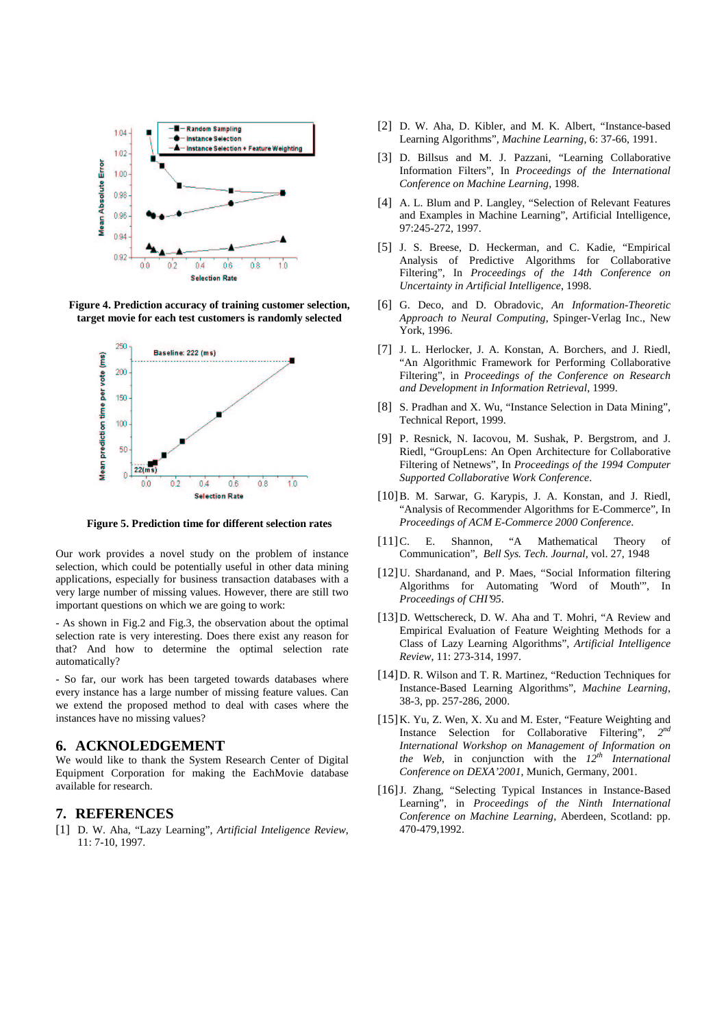Random Sampling
Instance Selection
Instance Selection + Feature Weighting

Mean Absolute Error

1.04
1.02
1.00
0.98
0.96
0.94
0.92

0.0 0.2 0.4 0.6 0.8 1.0

Selection Rate

**Figure 4. Prediction accuracy of training customer selection, target movie for each test customers is randomly selected**

Baseline: 222 (ms)

Mean prediction time per vote (ms)

250
200
150
100
50
0

22(ms)

0.0 0.2 0.4 0.6 0.8 1.0

Selection Rate

**Figure 5. Prediction time for different selection rates**

Our work provides a novel study on the problem of instance selection, which could be potentially useful in other data mining applications, especially for business transaction databases with a very large number of missing values. However, there are still two important questions on which we are going to work:

- As shown in Fig.2 and Fig.3, the observation about the optimal selection rate is very interesting. Does there exist any reason for that? And how to determine the optimal selection rate automatically?

- So far, our work has been targeted towards databases where every instance has a large number of missing feature values. Can we extend the proposed method to deal with cases where the instances have no missing values?

## 6. ACKNOLEDGEMENT

We would like to thank the System Research Center of Digital Equipment Corporation for making the EachMovie database available for research.

## 7. REFERENCES

[1] D. W. Aha, "Lazy Learning", *Artificial Inteligence Review*, 11: 7-10, 1997.

[2] D. W. Aha, D. Kibler, and M. K. Albert, "Instance-based Learning Algorithms", *Machine Learning*, 6: 37-66, 1991.

[3] D. Billsus and M. J. Pazzani, "Learning Collaborative Information Filters", In *Proceedings of the International Conference on Machine Learning*, 1998.

[4] A. L. Blum and P. Langley, "Selection of Relevant Features and Examples in Machine Learning", Artificial Intelligence, 97:245-272, 1997.

[5] J. S. Breese, D. Heckerman, and C. Kadie, "Empirical Analysis of Predictive Algorithms for Collaborative Filtering", In *Proceedings of the 14th Conference on Uncertainty in Artificial Intelligence*, 1998.

[6] G. Deco, and D. Obradovic, *An Information-Theoretic Approach to Neural Computing*, Spinger-Verlag Inc., New York, 1996.

[7] J. L. Herlocker, J. A. Konstan, A. Borchers, and J. Riedl, "An Algorithmic Framework for Performing Collaborative Filtering", in *Proceedings of the Conference on Research and Development in Information Retrieval*, 1999.

[8] S. Pradhan and X. Wu, "Instance Selection in Data Mining", Technical Report, 1999.

[9] P. Resnick, N. Iacovou, M. Sushak, P. Bergstrom, and J. Riedl, "GroupLens: An Open Architecture for Collaborative Filtering of Netnews", In *Proceedings of the 1994 Computer Supported Collaborative Work Conference*.

[10] B. M. Sarwar, G. Karypis, J. A. Konstan, and J. Riedl, "Analysis of Recommender Algorithms for E-Commerce", In *Proceedings of ACM E-Commerce 2000 Conference.*

[11] C. E. Shannon, "A Mathematical Theory of Communication", *Bell Sys. Tech. Journal*, vol. 27, 1948

[12] U. Shardanand, and P. Maes, "Social Information filtering Algorithms for Automating 'Word of Mouth'", In *Proceedings of CHI'95.*

[13] D. Wettschereck, D. W. Aha and T. Mohri, "A Review and Empirical Evaluation of Feature Weighting Methods for a Class of Lazy Learning Algorithms", *Artificial Intelligence Review*, 11: 273-314, 1997.

[14] D. R. Wilson and T. R. Martinez, "Reduction Techniques for Instance-Based Learning Algorithms", *Machine Learning*, 38-3, pp. 257-286, 2000.

[15] K. Yu, Z. Wen, X. Xu and M. Ester, "Feature Weighting and Instance Selection for Collaborative Filtering", *2nd International Workshop on Management of Information on the Web*, in conjunction with the *12th International Conference on DEXA'2001*, Munich, Germany, 2001.

[16] J. Zhang, "Selecting Typical Instances in Instance-Based Learning", in *Proceedings of the Ninth International Conference on Machine Learning*, Aberdeen, Scotland: pp. 470-479,1992.